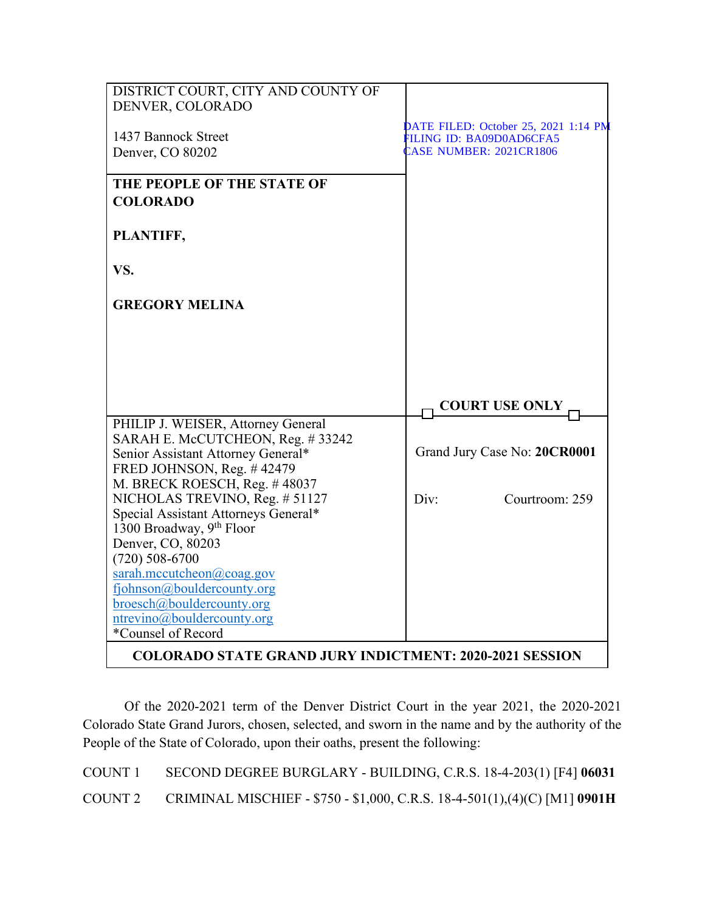| DISTRICT COURT, CITY AND COUNTY OF DENVER, COLORADO<br><br>1437 Bannock Street<br>Denver, CO 80202 | DATE FILED: October 25, 2021 1:14 PM<br>FILING ID: BA09D0AD6CFA5<br>CASE NUMBER: 2021CR1806 |
|---|---|
| **THE PEOPLE OF THE STATE OF COLORADO**<br><br>**PLANTIFF,**<br><br>**VS.**<br><br>**GREGORY MELINA** | **COURT USE ONLY** |
| PHILIP J. WEISER, Attorney General<br>SARAH E. McCUTCHEON, Reg. # 33242<br>Senior Assistant Attorney General*<br>FRED JOHNSON, Reg. # 42479<br>M. BRECK ROESCH, Reg. # 48037<br>NICHOLAS TREVINO, Reg. # 51127<br>Special Assistant Attorneys General*<br>1300 Broadway, 9th Floor<br>Denver, CO, 80203<br>(720) 508-6700<br>sarah.mccutcheon@coag.gov<br>fjohnson@bouldercounty.org<br>broesch@bouldercounty.org<br>ntrevino@bouldercounty.org<br>*Counsel of Record | Grand Jury Case No: **20CR0001**<br><br>Div: Courtroom: 259 |

**COLORADO STATE GRAND JURY INDICTMENT: 2020-2021 SESSION**

Of the 2020-2021 term of the Denver District Court in the year 2021, the 2020-2021 Colorado State Grand Jurors, chosen, selected, and sworn in the name and by the authority of the People of the State of Colorado, upon their oaths, present the following:

COUNT 1 SECOND DEGREE BURGLARY - BUILDING, C.R.S. 18-4-203(1) [F4] **06031**

COUNT 2 CRIMINAL MISCHIEF - $750 - $1,000, C.R.S. 18-4-501(1),(4)(C) [M1] **0901H**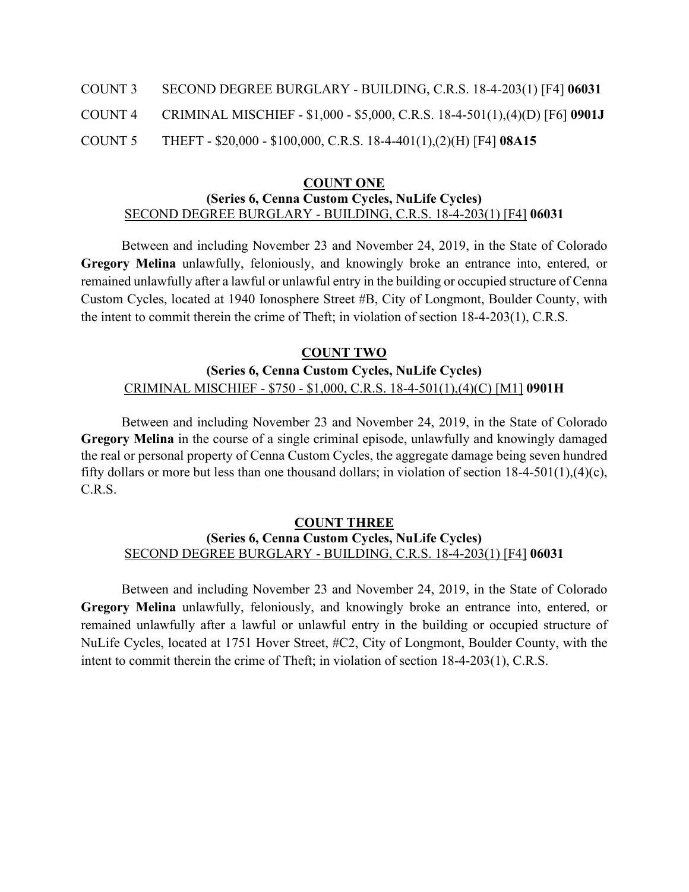COUNT 3 SECOND DEGREE BURGLARY - BUILDING, C.R.S. 18-4-203(1) [F4] **06031**

COUNT 4 CRIMINAL MISCHIEF - $1,000 - $5,000, C.R.S. 18-4-501(1),(4)(D) [F6] **0901J**

COUNT 5 THEFT - $20,000 - $100,000, C.R.S. 18-4-401(1),(2)(H) [F4] **08A15**

**COUNT ONE**
**(Series 6, Cenna Custom Cycles, NuLife Cycles)**
SECOND DEGREE BURGLARY - BUILDING, C.R.S. 18-4-203(1) [F4] **06031**

Between and including November 23 and November 24, 2019, in the State of Colorado **Gregory Melina** unlawfully, feloniously, and knowingly broke an entrance into, entered, or remained unlawfully after a lawful or unlawful entry in the building or occupied structure of Cenna Custom Cycles, located at 1940 Ionosphere Street #B, City of Longmont, Boulder County, with the intent to commit therein the crime of Theft; in violation of section 18-4-203(1), C.R.S.

**COUNT TWO**
**(Series 6, Cenna Custom Cycles, NuLife Cycles)**
CRIMINAL MISCHIEF - $750 - $1,000, C.R.S. 18-4-501(1),(4)(C) [M1] **0901H**

Between and including November 23 and November 24, 2019, in the State of Colorado **Gregory Melina** in the course of a single criminal episode, unlawfully and knowingly damaged the real or personal property of Cenna Custom Cycles, the aggregate damage being seven hundred fifty dollars or more but less than one thousand dollars; in violation of section 18-4-501(1),(4)(c), C.R.S.

**COUNT THREE**
**(Series 6, Cenna Custom Cycles, NuLife Cycles)**
SECOND DEGREE BURGLARY - BUILDING, C.R.S. 18-4-203(1) [F4] **06031**

Between and including November 23 and November 24, 2019, in the State of Colorado **Gregory Melina** unlawfully, feloniously, and knowingly broke an entrance into, entered, or remained unlawfully after a lawful or unlawful entry in the building or occupied structure of NuLife Cycles, located at 1751 Hover Street, #C2, City of Longmont, Boulder County, with the intent to commit therein the crime of Theft; in violation of section 18-4-203(1), C.R.S.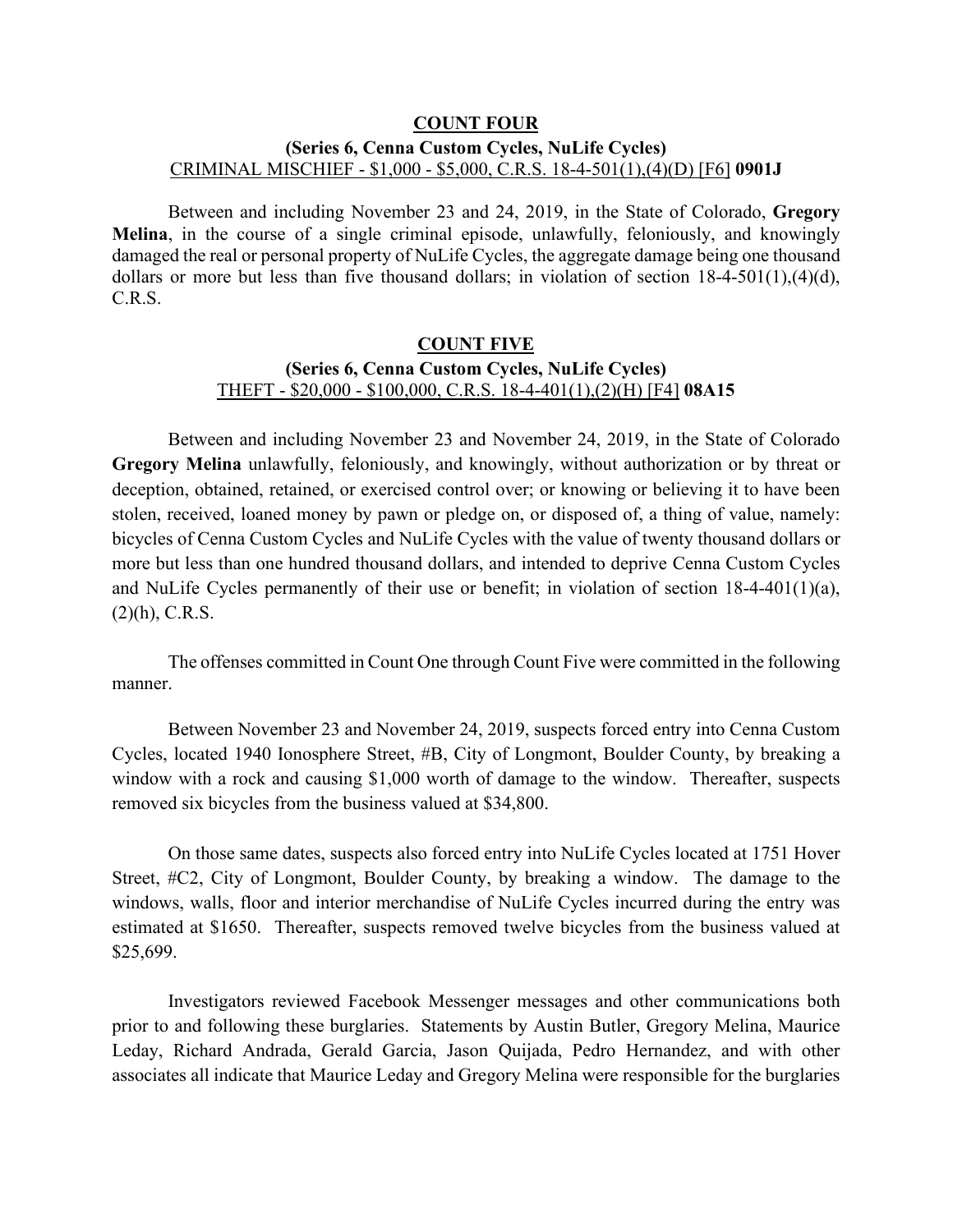## COUNT FOUR

**(Series 6, Cenna Custom Cycles, NuLife Cycles)**

CRIMINAL MISCHIEF - $1,000 - $5,000, C.R.S. 18-4-501(1),(4)(D) [F6] **0901J**

Between and including November 23 and 24, 2019, in the State of Colorado, **Gregory Melina**, in the course of a single criminal episode, unlawfully, feloniously, and knowingly damaged the real or personal property of NuLife Cycles, the aggregate damage being one thousand dollars or more but less than five thousand dollars; in violation of section 18-4-501(1),(4)(d), C.R.S.

## COUNT FIVE

**(Series 6, Cenna Custom Cycles, NuLife Cycles)**

THEFT - $20,000 - $100,000, C.R.S. 18-4-401(1),(2)(H) [F4] **08A15**

Between and including November 23 and November 24, 2019, in the State of Colorado **Gregory Melina** unlawfully, feloniously, and knowingly, without authorization or by threat or deception, obtained, retained, or exercised control over; or knowing or believing it to have been stolen, received, loaned money by pawn or pledge on, or disposed of, a thing of value, namely: bicycles of Cenna Custom Cycles and NuLife Cycles with the value of twenty thousand dollars or more but less than one hundred thousand dollars, and intended to deprive Cenna Custom Cycles and NuLife Cycles permanently of their use or benefit; in violation of section 18-4-401(1)(a), (2)(h), C.R.S.

The offenses committed in Count One through Count Five were committed in the following manner.

Between November 23 and November 24, 2019, suspects forced entry into Cenna Custom Cycles, located 1940 Ionosphere Street, #B, City of Longmont, Boulder County, by breaking a window with a rock and causing $1,000 worth of damage to the window. Thereafter, suspects removed six bicycles from the business valued at $34,800.

On those same dates, suspects also forced entry into NuLife Cycles located at 1751 Hover Street, #C2, City of Longmont, Boulder County, by breaking a window. The damage to the windows, walls, floor and interior merchandise of NuLife Cycles incurred during the entry was estimated at $1650. Thereafter, suspects removed twelve bicycles from the business valued at $25,699.

Investigators reviewed Facebook Messenger messages and other communications both prior to and following these burglaries. Statements by Austin Butler, Gregory Melina, Maurice Leday, Richard Andrada, Gerald Garcia, Jason Quijada, Pedro Hernandez, and with other associates all indicate that Maurice Leday and Gregory Melina were responsible for the burglaries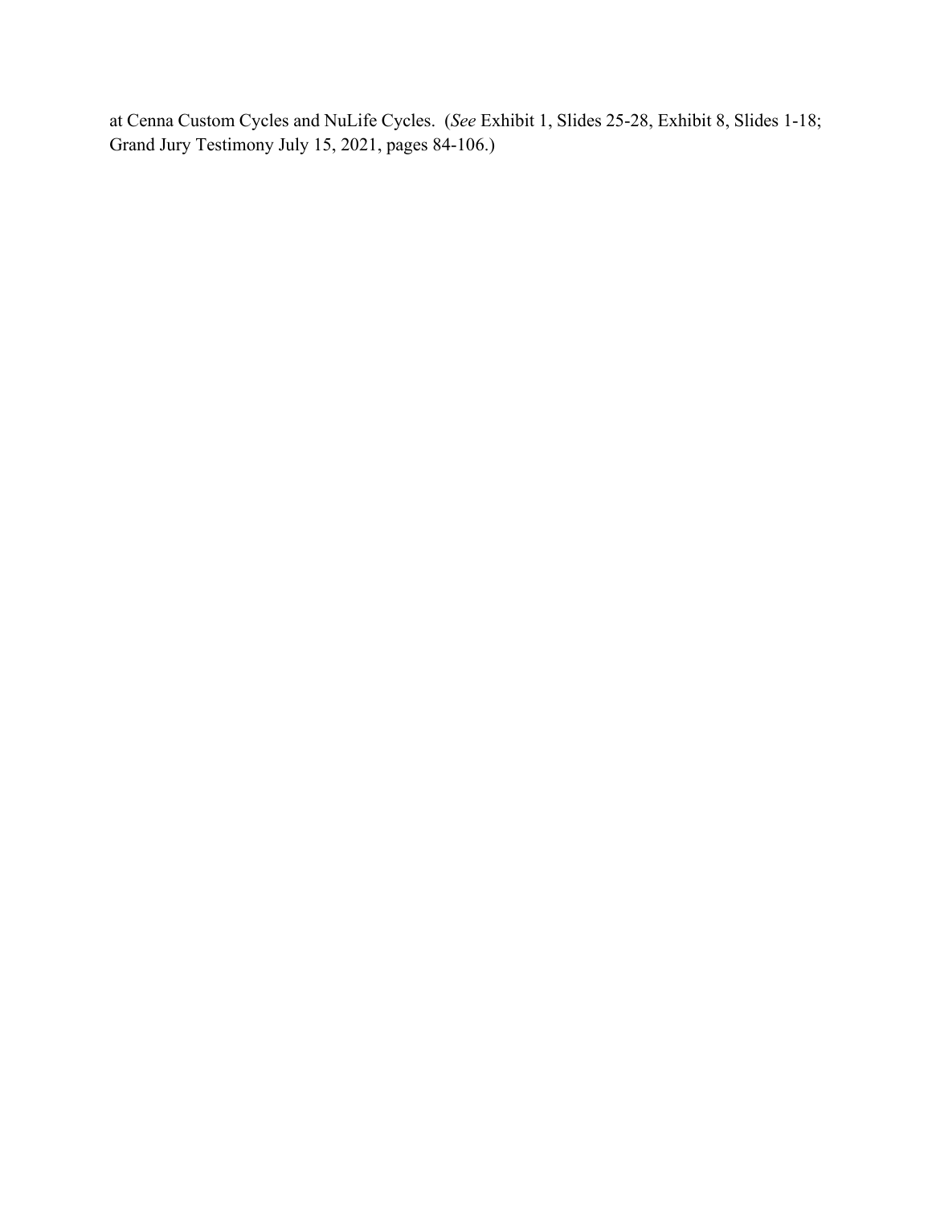at Cenna Custom Cycles and NuLife Cycles. (*See* Exhibit 1, Slides 25-28, Exhibit 8, Slides 1-18; Grand Jury Testimony July 15, 2021, pages 84-106.)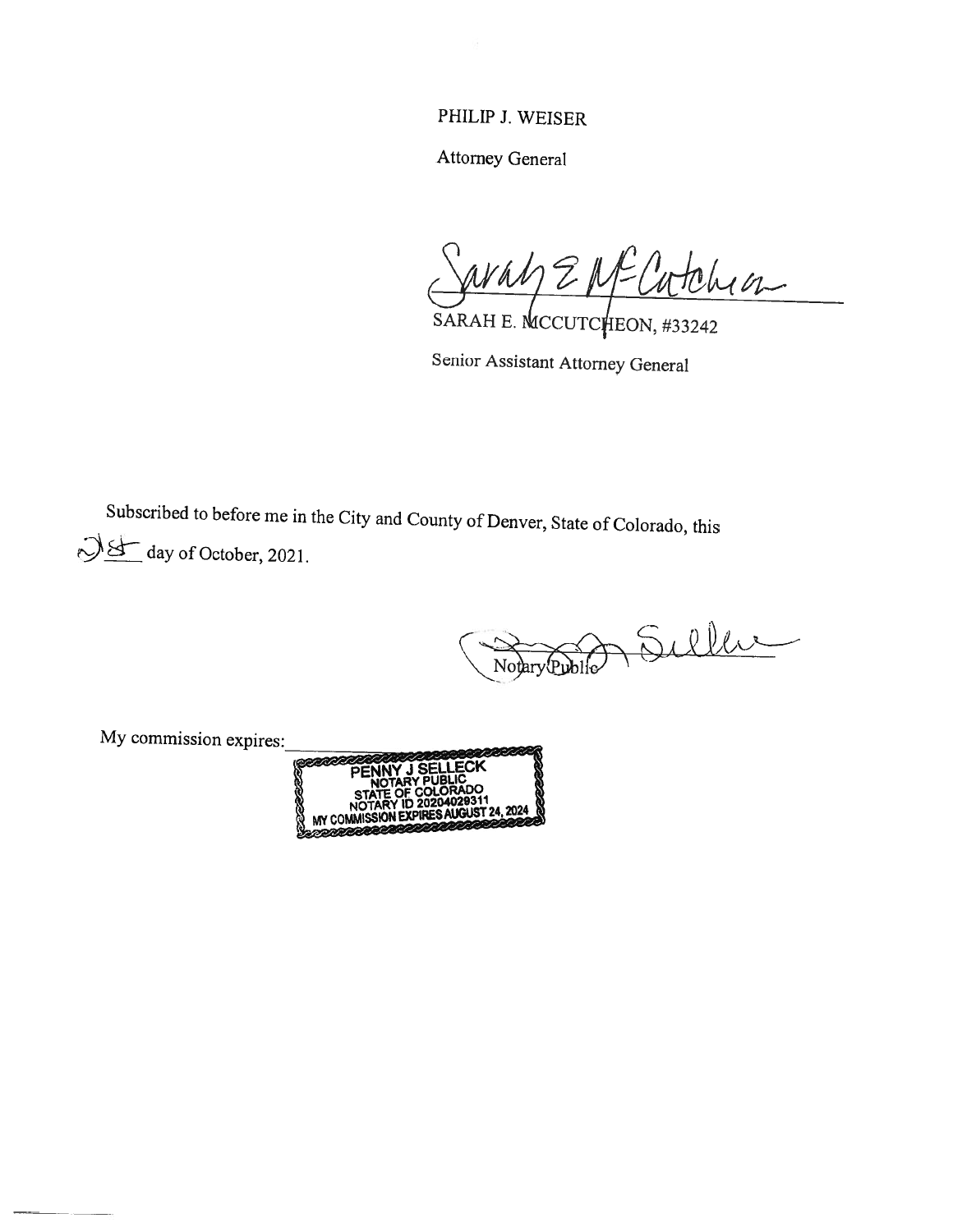PHILIP J. WEISER

Attorney General

Sarah E McCutcheon

SARAH E. MCCUTCHEON, #33242

Senior Assistant Attorney General

Subscribed to before me in the City and County of Denver, State of Colorado, this 28 day of October, 2021.

Notary Public

My commission expires:

PENNY J SELLECK
NOTARY PUBLIC
STATE OF COLORADO
NOTARY ID 20204029311
MY COMMISSION EXPIRES AUGUST 24, 2024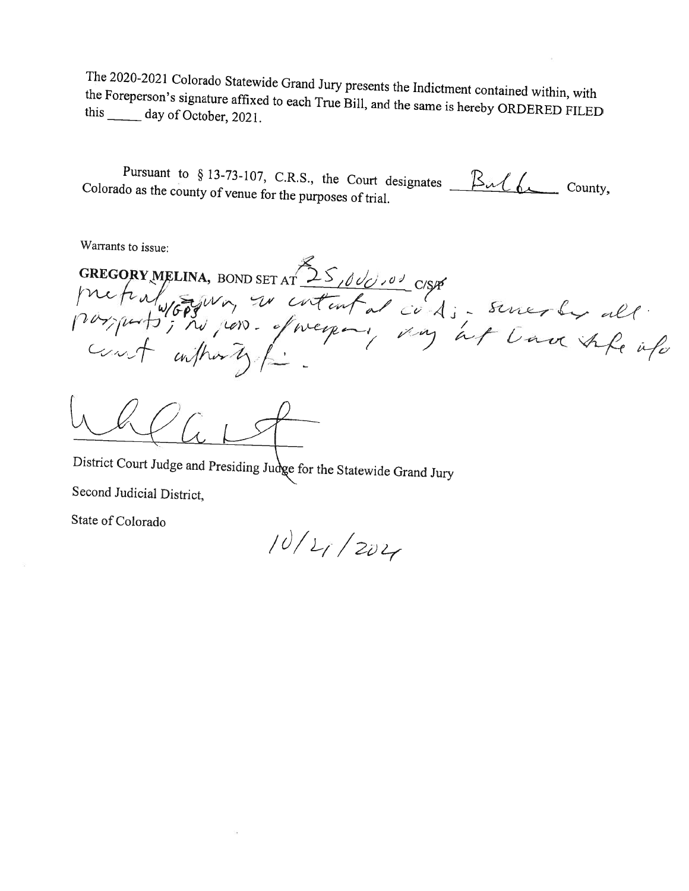The 2020-2021 Colorado Statewide Grand Jury presents the Indictment contained within, with the Foreperson's signature affixed to each True Bill, and the same is hereby ORDERED FILED this _____ day of October, 2021.

Pursuant to § 13-73-107, C.R.S., the Court designates Boulder County, Colorado as the county of venue for the purposes of trial.

Warrants to issue:

**GREGORY MELINA,** BOND SET AT $25,000.00 C/S/P

pretrial supervision w/GPS, no contact w/ co-d; surrender all passports; no poss. of weapons, may not leave state w/o court authority.

District Court Judge and Presiding Judge for the Statewide Grand Jury

Second Judicial District,

State of Colorado

10/21/2021